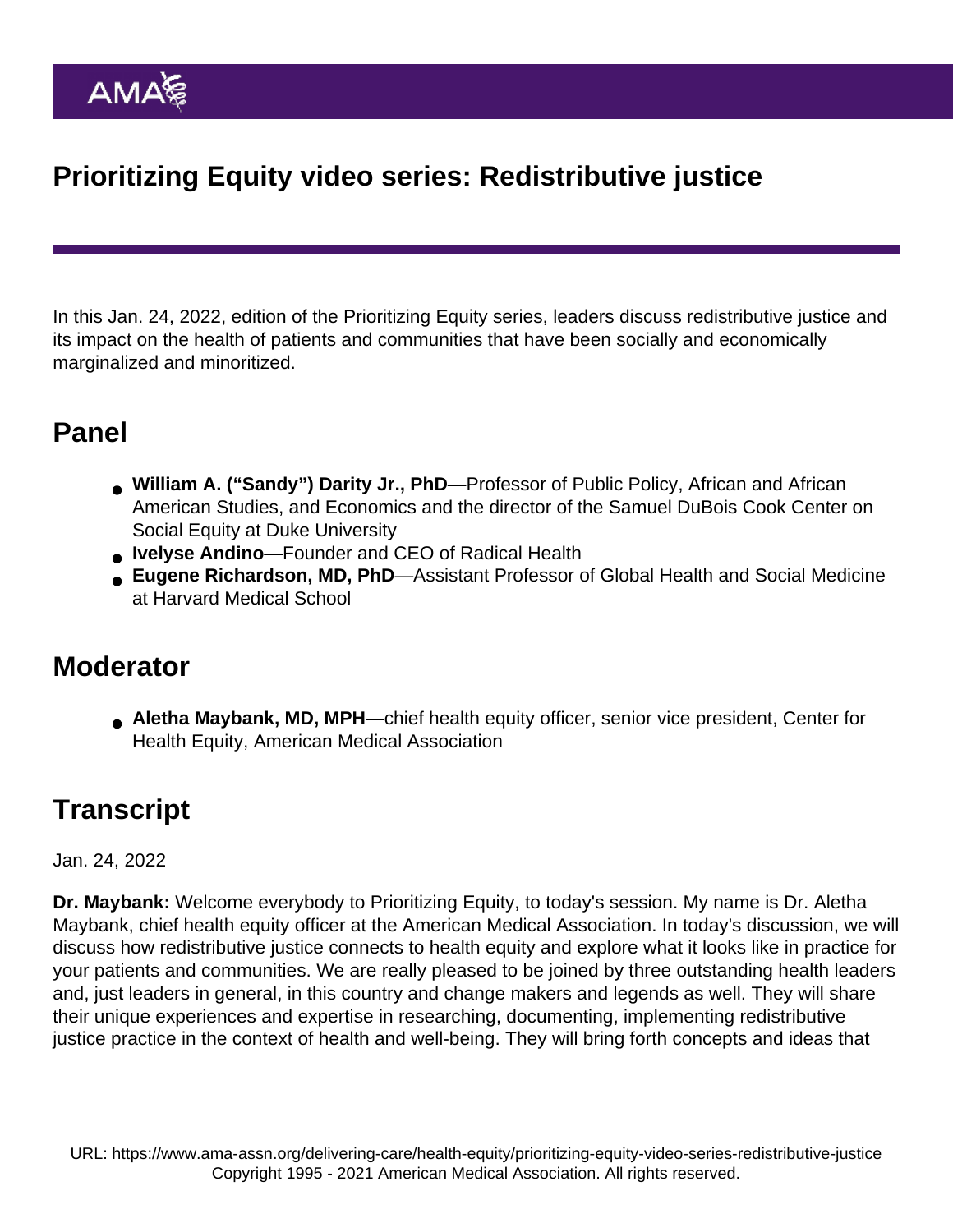# Prioritizing Equity video series: Redistributive justice

In this Jan. 24, 2022, edition of the Prioritizing Equity series, leaders discuss redistributive justice and its impact on the health of patients and communities that have been socially and economically marginalized and minoritized.

## Panel

- **William A. ("Sandy") Darity Jr., PhD**—Professor of Public Policy, African and African American Studies, and Economics and the director of the Samuel DuBois Cook Center on Social Equity at Duke University
- **Ivelyse Andino**—Founder and CEO of Radical Health
- **Eugene Richardson, MD, PhD**—Assistant Professor of Global Health and Social Medicine at Harvard Medical School

## Moderator

- **Aletha Maybank, MD, MPH**—chief health equity officer, senior vice president, Center for Health Equity, American Medical Association

## Transcript

Jan. 24, 2022

**Dr. Maybank:** Welcome everybody to Prioritizing Equity, to today's session. My name is Dr. Aletha Maybank, chief health equity officer at the American Medical Association. In today's discussion, we will discuss how redistributive justice connects to health equity and explore what it looks like in practice for your patients and communities. We are really pleased to be joined by three outstanding health leaders and, just leaders in general, in this country and change makers and legends as well. They will share their unique experiences and expertise in researching, documenting, implementing redistributive justice practice in the context of health and well-being. They will bring forth concepts and ideas that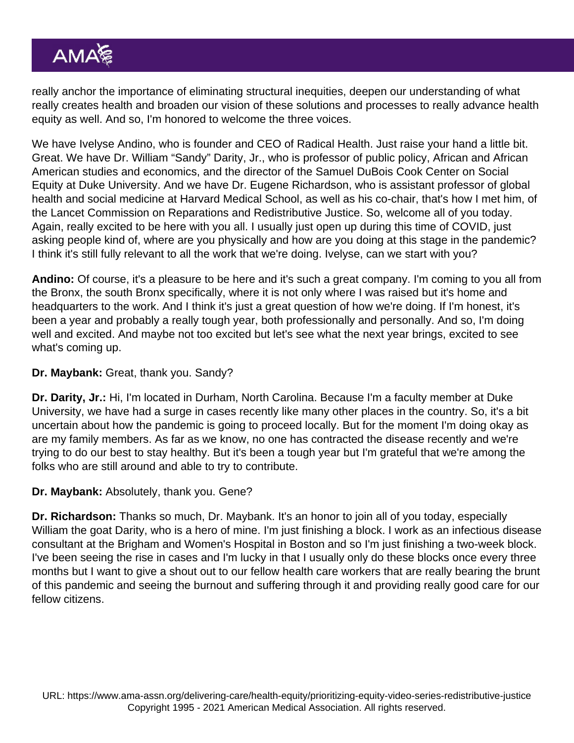really anchor the importance of eliminating structural inequities, deepen our understanding of what really creates health and broaden our vision of these solutions and processes to really advance health equity as well. And so, I'm honored to welcome the three voices.

We have Ivelyse Andino, who is founder and CEO of Radical Health. Just raise your hand a little bit. Great. We have Dr. William "Sandy" Darity, Jr., who is professor of public policy, African and African American studies and economics, and the director of the Samuel DuBois Cook Center on Social Equity at Duke University. And we have Dr. Eugene Richardson, who is assistant professor of global health and social medicine at Harvard Medical School, as well as his co-chair, that's how I met him, of the Lancet Commission on Reparations and Redistributive Justice. So, welcome all of you today. Again, really excited to be here with you all. I usually just open up during this time of COVID, just asking people kind of, where are you physically and how are you doing at this stage in the pandemic? I think it's still fully relevant to all the work that we're doing. Ivelyse, can we start with you?

**Andino:** Of course, it's a pleasure to be here and it's such a great company. I'm coming to you all from the Bronx, the south Bronx specifically, where it is not only where I was raised but it's home and headquarters to the work. And I think it's just a great question of how we're doing. If I'm honest, it's been a year and probably a really tough year, both professionally and personally. And so, I'm doing well and excited. And maybe not too excited but let's see what the next year brings, excited to see what's coming up.

**Dr. Maybank:** Great, thank you. Sandy?

**Dr. Darity, Jr.:** Hi, I'm located in Durham, North Carolina. Because I'm a faculty member at Duke University, we have had a surge in cases recently like many other places in the country. So, it's a bit uncertain about how the pandemic is going to proceed locally. But for the moment I'm doing okay as are my family members. As far as we know, no one has contracted the disease recently and we're trying to do our best to stay healthy. But it's been a tough year but I'm grateful that we're among the folks who are still around and able to try to contribute.

**Dr. Maybank:** Absolutely, thank you. Gene?

**Dr. Richardson:** Thanks so much, Dr. Maybank. It's an honor to join all of you today, especially William the goat Darity, who is a hero of mine. I'm just finishing a block. I work as an infectious disease consultant at the Brigham and Women's Hospital in Boston and so I'm just finishing a two-week block. I've been seeing the rise in cases and I'm lucky in that I usually only do these blocks once every three months but I want to give a shout out to our fellow health care workers that are really bearing the brunt of this pandemic and seeing the burnout and suffering through it and providing really good care for our fellow citizens.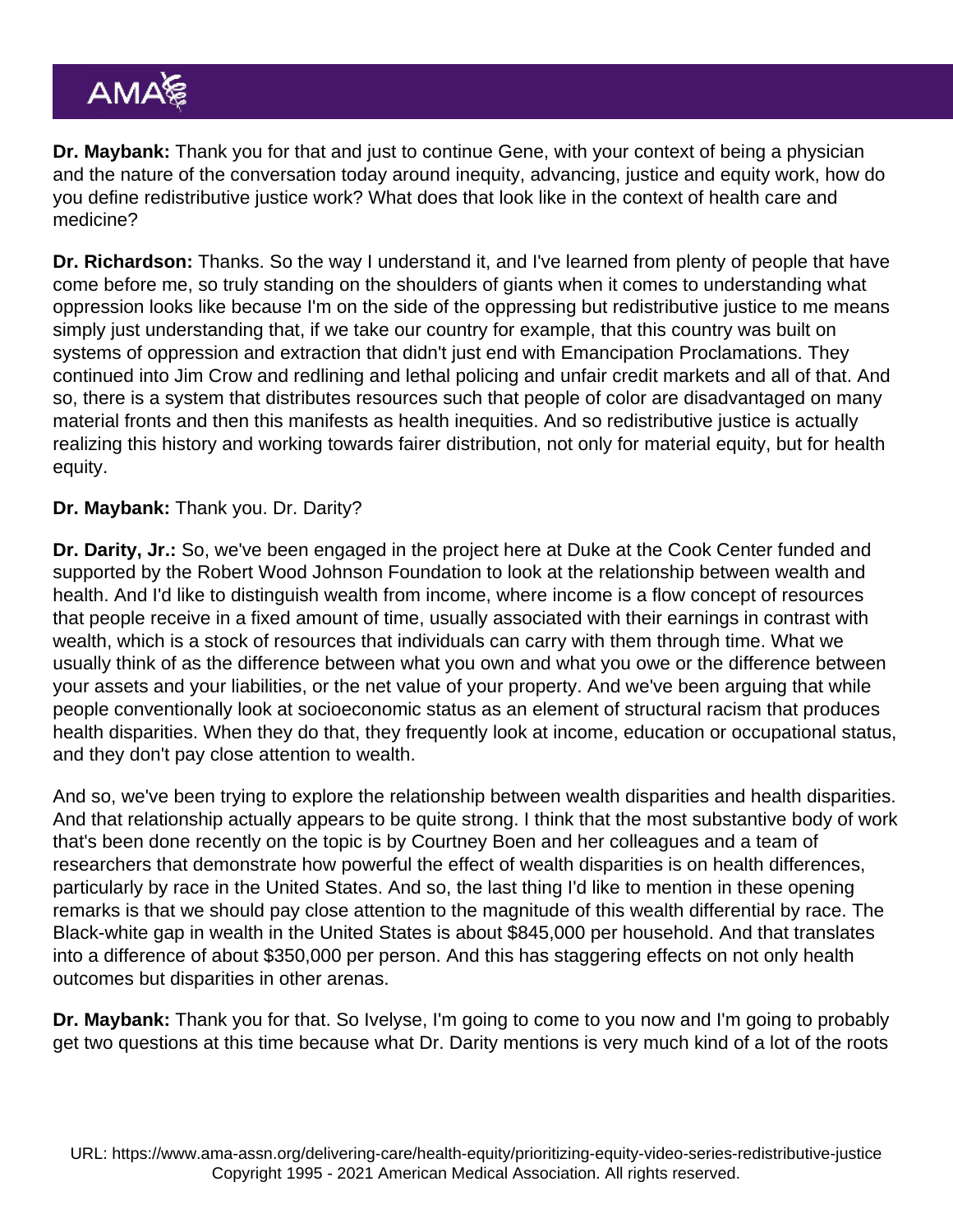**Dr. Maybank:** Thank you for that and just to continue Gene, with your context of being a physician and the nature of the conversation today around inequity, advancing, justice and equity work, how do you define redistributive justice work? What does that look like in the context of health care and medicine?

**Dr. Richardson:** Thanks. So the way I understand it, and I've learned from plenty of people that have come before me, so truly standing on the shoulders of giants when it comes to understanding what oppression looks like because I'm on the side of the oppressing but redistributive justice to me means simply just understanding that, if we take our country for example, that this country was built on systems of oppression and extraction that didn't just end with Emancipation Proclamations. They continued into Jim Crow and redlining and lethal policing and unfair credit markets and all of that. And so, there is a system that distributes resources such that people of color are disadvantaged on many material fronts and then this manifests as health inequities. And so redistributive justice is actually realizing this history and working towards fairer distribution, not only for material equity, but for health equity.

**Dr. Maybank:** Thank you. Dr. Darity?

**Dr. Darity, Jr.:** So, we've been engaged in the project here at Duke at the Cook Center funded and supported by the Robert Wood Johnson Foundation to look at the relationship between wealth and health. And I'd like to distinguish wealth from income, where income is a flow concept of resources that people receive in a fixed amount of time, usually associated with their earnings in contrast with wealth, which is a stock of resources that individuals can carry with them through time. What we usually think of as the difference between what you own and what you owe or the difference between your assets and your liabilities, or the net value of your property. And we've been arguing that while people conventionally look at socioeconomic status as an element of structural racism that produces health disparities. When they do that, they frequently look at income, education or occupational status, and they don't pay close attention to wealth.

And so, we've been trying to explore the relationship between wealth disparities and health disparities. And that relationship actually appears to be quite strong. I think that the most substantive body of work that's been done recently on the topic is by Courtney Boen and her colleagues and a team of researchers that demonstrate how powerful the effect of wealth disparities is on health differences, particularly by race in the United States. And so, the last thing I'd like to mention in these opening remarks is that we should pay close attention to the magnitude of this wealth differential by race. The Black-white gap in wealth in the United States is about $845,000 per household. And that translates into a difference of about $350,000 per person. And this has staggering effects on not only health outcomes but disparities in other arenas.

**Dr. Maybank:** Thank you for that. So Ivelyse, I'm going to come to you now and I'm going to probably get two questions at this time because what Dr. Darity mentions is very much kind of a lot of the roots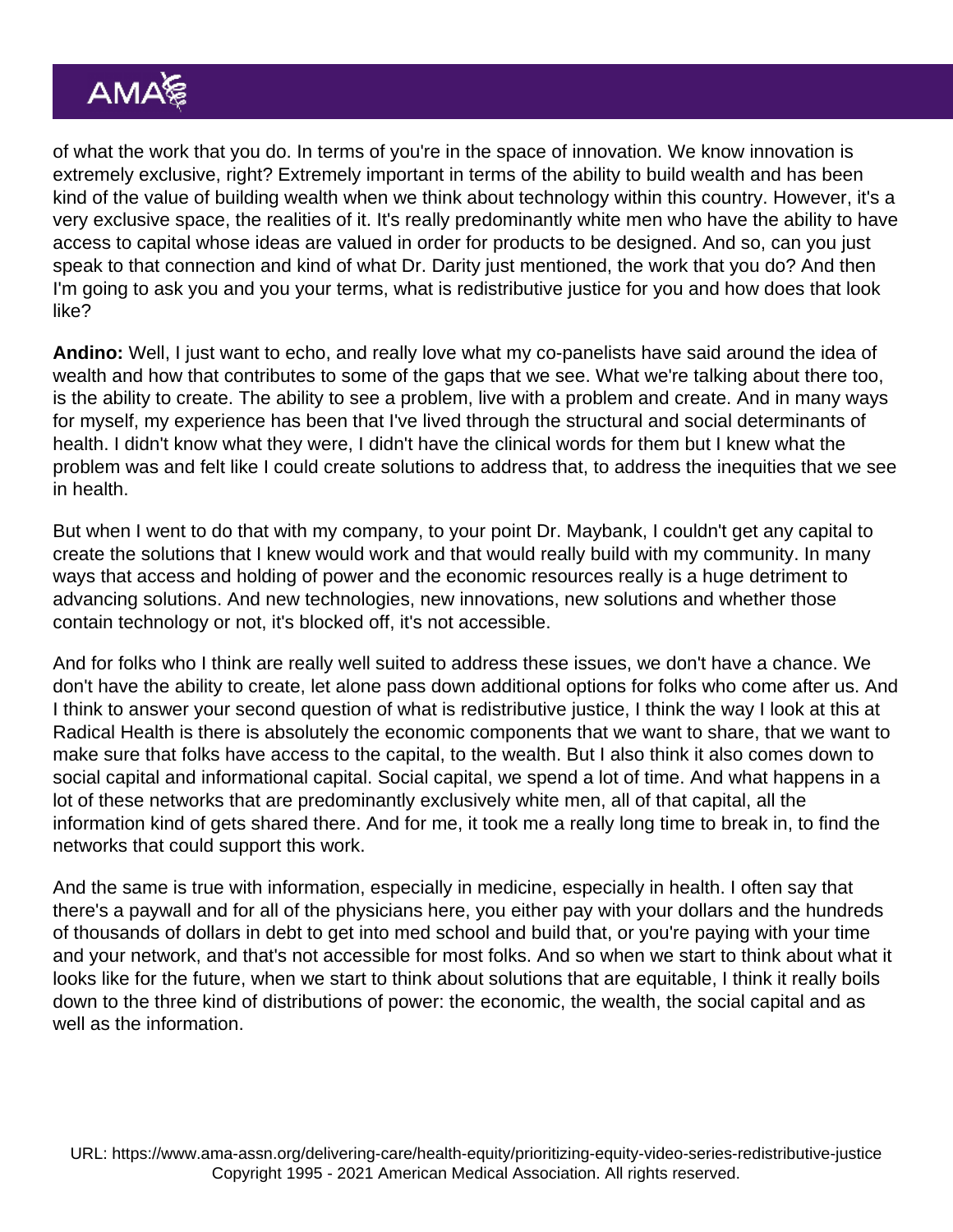of what the work that you do. In terms of you're in the space of innovation. We know innovation is extremely exclusive, right? Extremely important in terms of the ability to build wealth and has been kind of the value of building wealth when we think about technology within this country. However, it's a very exclusive space, the realities of it. It's really predominantly white men who have the ability to have access to capital whose ideas are valued in order for products to be designed. And so, can you just speak to that connection and kind of what Dr. Darity just mentioned, the work that you do? And then I'm going to ask you and you your terms, what is redistributive justice for you and how does that look like?

**Andino:** Well, I just want to echo, and really love what my co-panelists have said around the idea of wealth and how that contributes to some of the gaps that we see. What we're talking about there too, is the ability to create. The ability to see a problem, live with a problem and create. And in many ways for myself, my experience has been that I've lived through the structural and social determinants of health. I didn't know what they were, I didn't have the clinical words for them but I knew what the problem was and felt like I could create solutions to address that, to address the inequities that we see in health.

But when I went to do that with my company, to your point Dr. Maybank, I couldn't get any capital to create the solutions that I knew would work and that would really build with my community. In many ways that access and holding of power and the economic resources really is a huge detriment to advancing solutions. And new technologies, new innovations, new solutions and whether those contain technology or not, it's blocked off, it's not accessible.

And for folks who I think are really well suited to address these issues, we don't have a chance. We don't have the ability to create, let alone pass down additional options for folks who come after us. And I think to answer your second question of what is redistributive justice, I think the way I look at this at Radical Health is there is absolutely the economic components that we want to share, that we want to make sure that folks have access to the capital, to the wealth. But I also think it also comes down to social capital and informational capital. Social capital, we spend a lot of time. And what happens in a lot of these networks that are predominantly exclusively white men, all of that capital, all the information kind of gets shared there. And for me, it took me a really long time to break in, to find the networks that could support this work.

And the same is true with information, especially in medicine, especially in health. I often say that there's a paywall and for all of the physicians here, you either pay with your dollars and the hundreds of thousands of dollars in debt to get into med school and build that, or you're paying with your time and your network, and that's not accessible for most folks. And so when we start to think about what it looks like for the future, when we start to think about solutions that are equitable, I think it really boils down to the three kind of distributions of power: the economic, the wealth, the social capital and as well as the information.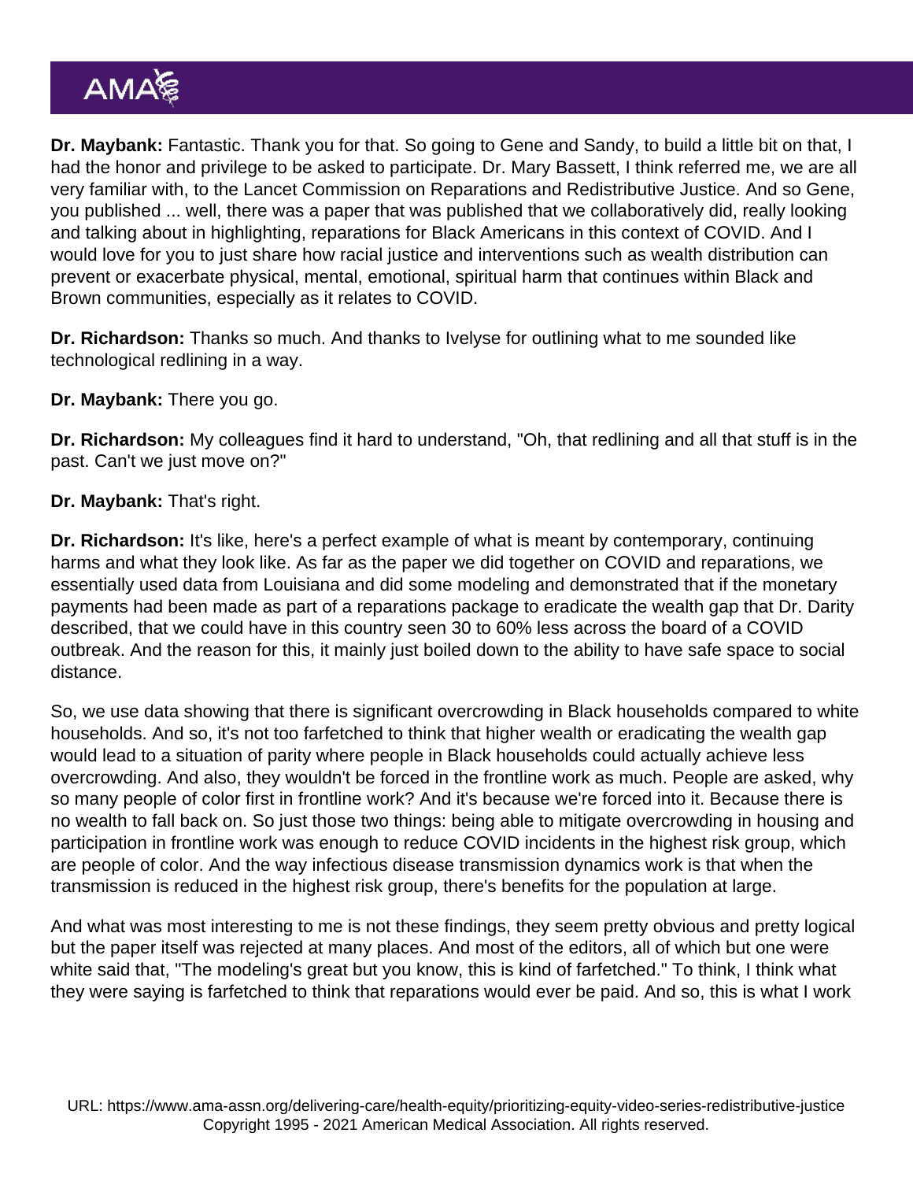**Dr. Maybank:** Fantastic. Thank you for that. So going to Gene and Sandy, to build a little bit on that, I had the honor and privilege to be asked to participate. Dr. Mary Bassett, I think referred me, we are all very familiar with, to the Lancet Commission on Reparations and Redistributive Justice. And so Gene, you published ... well, there was a paper that was published that we collaboratively did, really looking and talking about in highlighting, reparations for Black Americans in this context of COVID. And I would love for you to just share how racial justice and interventions such as wealth distribution can prevent or exacerbate physical, mental, emotional, spiritual harm that continues within Black and Brown communities, especially as it relates to COVID.

**Dr. Richardson:** Thanks so much. And thanks to Ivelyse for outlining what to me sounded like technological redlining in a way.

**Dr. Maybank:** There you go.

**Dr. Richardson:** My colleagues find it hard to understand, "Oh, that redlining and all that stuff is in the past. Can't we just move on?"

**Dr. Maybank:** That's right.

**Dr. Richardson:** It's like, here's a perfect example of what is meant by contemporary, continuing harms and what they look like. As far as the paper we did together on COVID and reparations, we essentially used data from Louisiana and did some modeling and demonstrated that if the monetary payments had been made as part of a reparations package to eradicate the wealth gap that Dr. Darity described, that we could have in this country seen 30 to 60% less across the board of a COVID outbreak. And the reason for this, it mainly just boiled down to the ability to have safe space to social distance.

So, we use data showing that there is significant overcrowding in Black households compared to white households. And so, it's not too farfetched to think that higher wealth or eradicating the wealth gap would lead to a situation of parity where people in Black households could actually achieve less overcrowding. And also, they wouldn't be forced in the frontline work as much. People are asked, why so many people of color first in frontline work? And it's because we're forced into it. Because there is no wealth to fall back on. So just those two things: being able to mitigate overcrowding in housing and participation in frontline work was enough to reduce COVID incidents in the highest risk group, which are people of color. And the way infectious disease transmission dynamics work is that when the transmission is reduced in the highest risk group, there's benefits for the population at large.

And what was most interesting to me is not these findings, they seem pretty obvious and pretty logical but the paper itself was rejected at many places. And most of the editors, all of which but one were white said that, "The modeling's great but you know, this is kind of farfetched." To think, I think what they were saying is farfetched to think that reparations would ever be paid. And so, this is what I work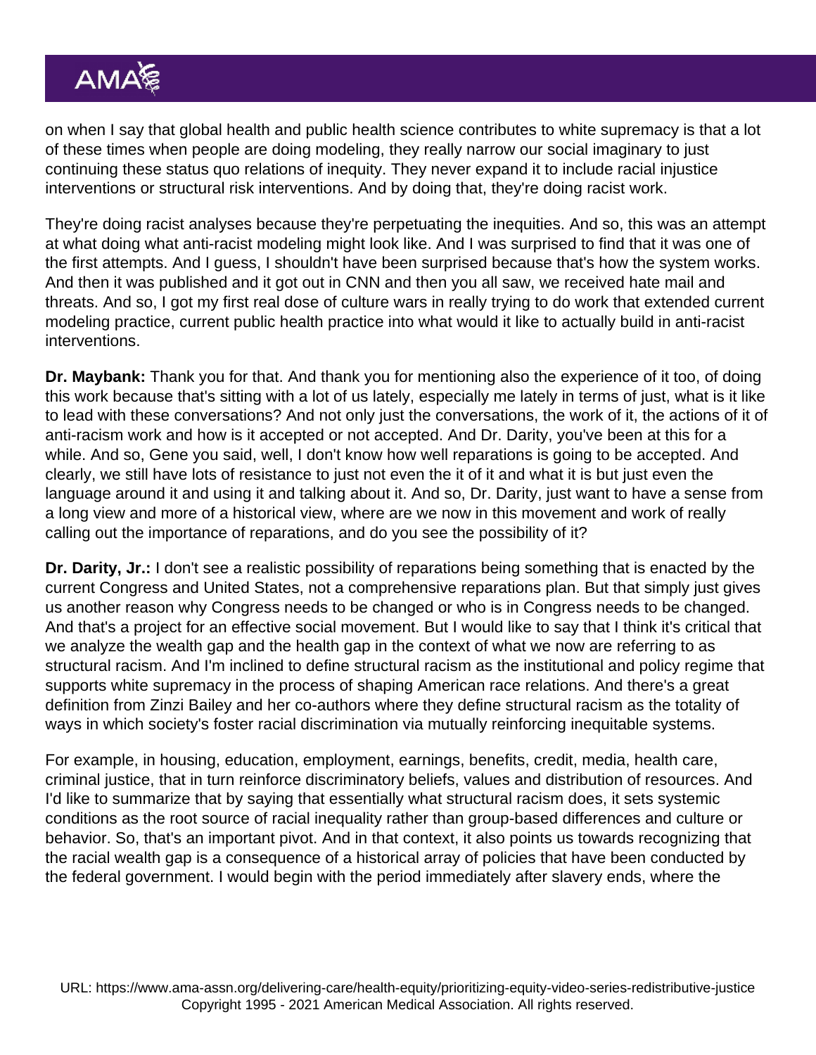on when I say that global health and public health science contributes to white supremacy is that a lot of these times when people are doing modeling, they really narrow our social imaginary to just continuing these status quo relations of inequity. They never expand it to include racial injustice interventions or structural risk interventions. And by doing that, they're doing racist work.

They're doing racist analyses because they're perpetuating the inequities. And so, this was an attempt at what doing what anti-racist modeling might look like. And I was surprised to find that it was one of the first attempts. And I guess, I shouldn't have been surprised because that's how the system works. And then it was published and it got out in CNN and then you all saw, we received hate mail and threats. And so, I got my first real dose of culture wars in really trying to do work that extended current modeling practice, current public health practice into what would it like to actually build in anti-racist interventions.

**Dr. Maybank:** Thank you for that. And thank you for mentioning also the experience of it too, of doing this work because that's sitting with a lot of us lately, especially me lately in terms of just, what is it like to lead with these conversations? And not only just the conversations, the work of it, the actions of it of anti-racism work and how is it accepted or not accepted. And Dr. Darity, you've been at this for a while. And so, Gene you said, well, I don't know how well reparations is going to be accepted. And clearly, we still have lots of resistance to just not even the it of it and what it is but just even the language around it and using it and talking about it. And so, Dr. Darity, just want to have a sense from a long view and more of a historical view, where are we now in this movement and work of really calling out the importance of reparations, and do you see the possibility of it?

**Dr. Darity, Jr.:** I don't see a realistic possibility of reparations being something that is enacted by the current Congress and United States, not a comprehensive reparations plan. But that simply just gives us another reason why Congress needs to be changed or who is in Congress needs to be changed. And that's a project for an effective social movement. But I would like to say that I think it's critical that we analyze the wealth gap and the health gap in the context of what we now are referring to as structural racism. And I'm inclined to define structural racism as the institutional and policy regime that supports white supremacy in the process of shaping American race relations. And there's a great definition from Zinzi Bailey and her co-authors where they define structural racism as the totality of ways in which society's foster racial discrimination via mutually reinforcing inequitable systems.

For example, in housing, education, employment, earnings, benefits, credit, media, health care, criminal justice, that in turn reinforce discriminatory beliefs, values and distribution of resources. And I'd like to summarize that by saying that essentially what structural racism does, it sets systemic conditions as the root source of racial inequality rather than group-based differences and culture or behavior. So, that's an important pivot. And in that context, it also points us towards recognizing that the racial wealth gap is a consequence of a historical array of policies that have been conducted by the federal government. I would begin with the period immediately after slavery ends, where the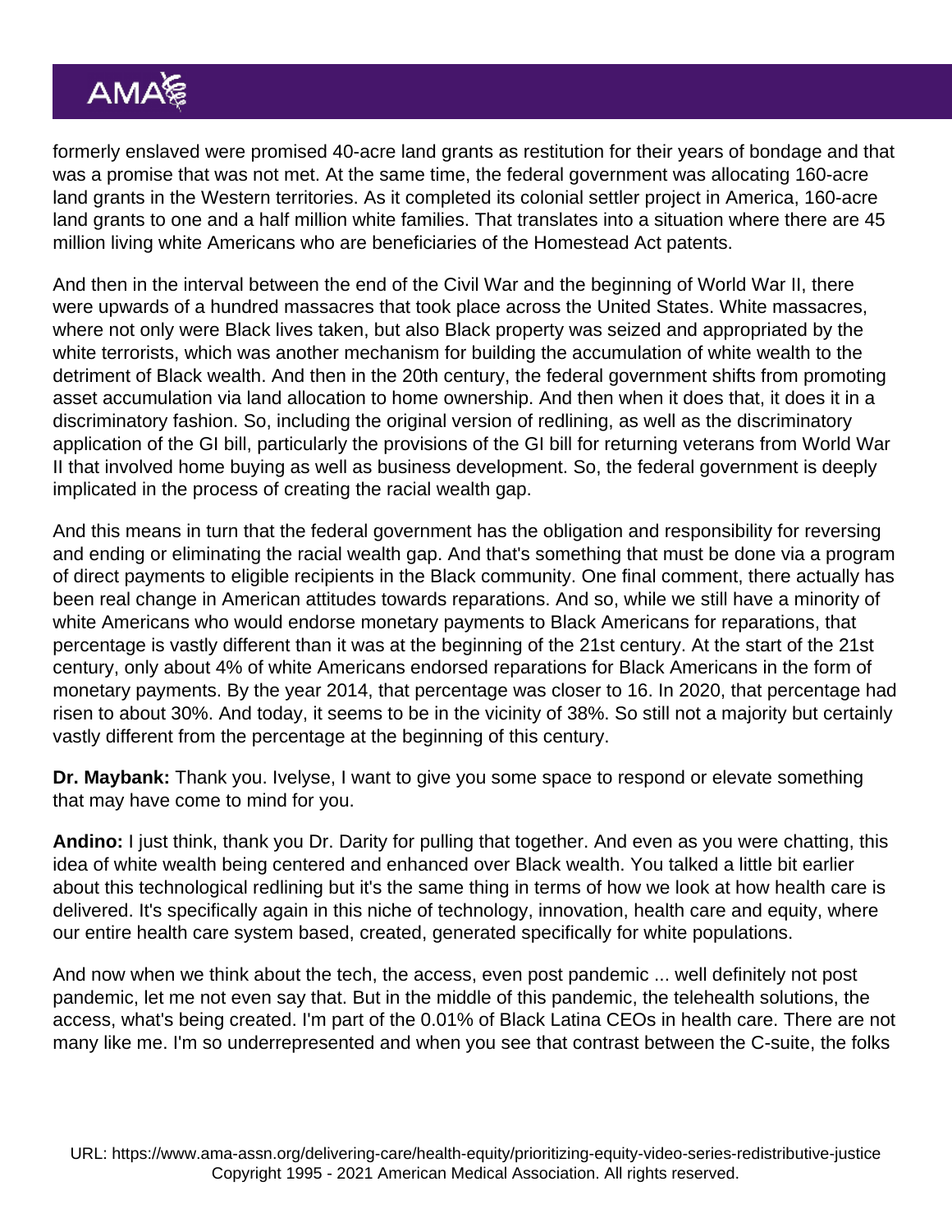formerly enslaved were promised 40-acre land grants as restitution for their years of bondage and that was a promise that was not met. At the same time, the federal government was allocating 160-acre land grants in the Western territories. As it completed its colonial settler project in America, 160-acre land grants to one and a half million white families. That translates into a situation where there are 45 million living white Americans who are beneficiaries of the Homestead Act patents.

And then in the interval between the end of the Civil War and the beginning of World War II, there were upwards of a hundred massacres that took place across the United States. White massacres, where not only were Black lives taken, but also Black property was seized and appropriated by the white terrorists, which was another mechanism for building the accumulation of white wealth to the detriment of Black wealth. And then in the 20th century, the federal government shifts from promoting asset accumulation via land allocation to home ownership. And then when it does that, it does it in a discriminatory fashion. So, including the original version of redlining, as well as the discriminatory application of the GI bill, particularly the provisions of the GI bill for returning veterans from World War II that involved home buying as well as business development. So, the federal government is deeply implicated in the process of creating the racial wealth gap.

And this means in turn that the federal government has the obligation and responsibility for reversing and ending or eliminating the racial wealth gap. And that's something that must be done via a program of direct payments to eligible recipients in the Black community. One final comment, there actually has been real change in American attitudes towards reparations. And so, while we still have a minority of white Americans who would endorse monetary payments to Black Americans for reparations, that percentage is vastly different than it was at the beginning of the 21st century. At the start of the 21st century, only about 4% of white Americans endorsed reparations for Black Americans in the form of monetary payments. By the year 2014, that percentage was closer to 16. In 2020, that percentage had risen to about 30%. And today, it seems to be in the vicinity of 38%. So still not a majority but certainly vastly different from the percentage at the beginning of this century.

**Dr. Maybank:** Thank you. Ivelyse, I want to give you some space to respond or elevate something that may have come to mind for you.

**Andino:** I just think, thank you Dr. Darity for pulling that together. And even as you were chatting, this idea of white wealth being centered and enhanced over Black wealth. You talked a little bit earlier about this technological redlining but it's the same thing in terms of how we look at how health care is delivered. It's specifically again in this niche of technology, innovation, health care and equity, where our entire health care system based, created, generated specifically for white populations.

And now when we think about the tech, the access, even post pandemic ... well definitely not post pandemic, let me not even say that. But in the middle of this pandemic, the telehealth solutions, the access, what's being created. I'm part of the 0.01% of Black Latina CEOs in health care. There are not many like me. I'm so underrepresented and when you see that contrast between the C-suite, the folks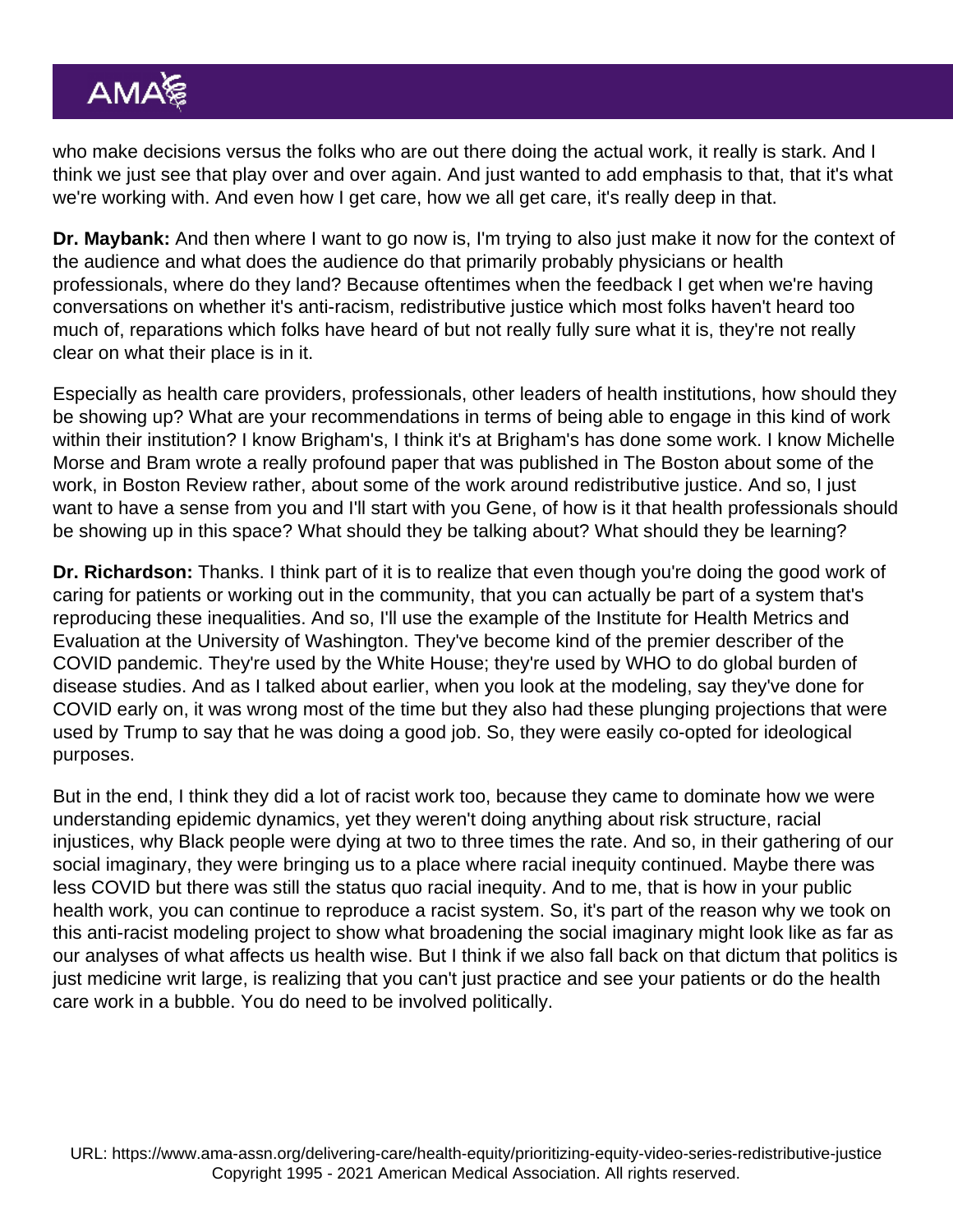who make decisions versus the folks who are out there doing the actual work, it really is stark. And I think we just see that play over and over again. And just wanted to add emphasis to that, that it's what we're working with. And even how I get care, how we all get care, it's really deep in that.

**Dr. Maybank:** And then where I want to go now is, I'm trying to also just make it now for the context of the audience and what does the audience do that primarily probably physicians or health professionals, where do they land? Because oftentimes when the feedback I get when we're having conversations on whether it's anti-racism, redistributive justice which most folks haven't heard too much of, reparations which folks have heard of but not really fully sure what it is, they're not really clear on what their place is in it.

Especially as health care providers, professionals, other leaders of health institutions, how should they be showing up? What are your recommendations in terms of being able to engage in this kind of work within their institution? I know Brigham's, I think it's at Brigham's has done some work. I know Michelle Morse and Bram wrote a really profound paper that was published in The Boston about some of the work, in Boston Review rather, about some of the work around redistributive justice. And so, I just want to have a sense from you and I'll start with you Gene, of how is it that health professionals should be showing up in this space? What should they be talking about? What should they be learning?

**Dr. Richardson:** Thanks. I think part of it is to realize that even though you're doing the good work of caring for patients or working out in the community, that you can actually be part of a system that's reproducing these inequalities. And so, I'll use the example of the Institute for Health Metrics and Evaluation at the University of Washington. They've become kind of the premier describer of the COVID pandemic. They're used by the White House; they're used by WHO to do global burden of disease studies. And as I talked about earlier, when you look at the modeling, say they've done for COVID early on, it was wrong most of the time but they also had these plunging projections that were used by Trump to say that he was doing a good job. So, they were easily co-opted for ideological purposes.

But in the end, I think they did a lot of racist work too, because they came to dominate how we were understanding epidemic dynamics, yet they weren't doing anything about risk structure, racial injustices, why Black people were dying at two to three times the rate. And so, in their gathering of our social imaginary, they were bringing us to a place where racial inequity continued. Maybe there was less COVID but there was still the status quo racial inequity. And to me, that is how in your public health work, you can continue to reproduce a racist system. So, it's part of the reason why we took on this anti-racist modeling project to show what broadening the social imaginary might look like as far as our analyses of what affects us health wise. But I think if we also fall back on that dictum that politics is just medicine writ large, is realizing that you can't just practice and see your patients or do the health care work in a bubble. You do need to be involved politically.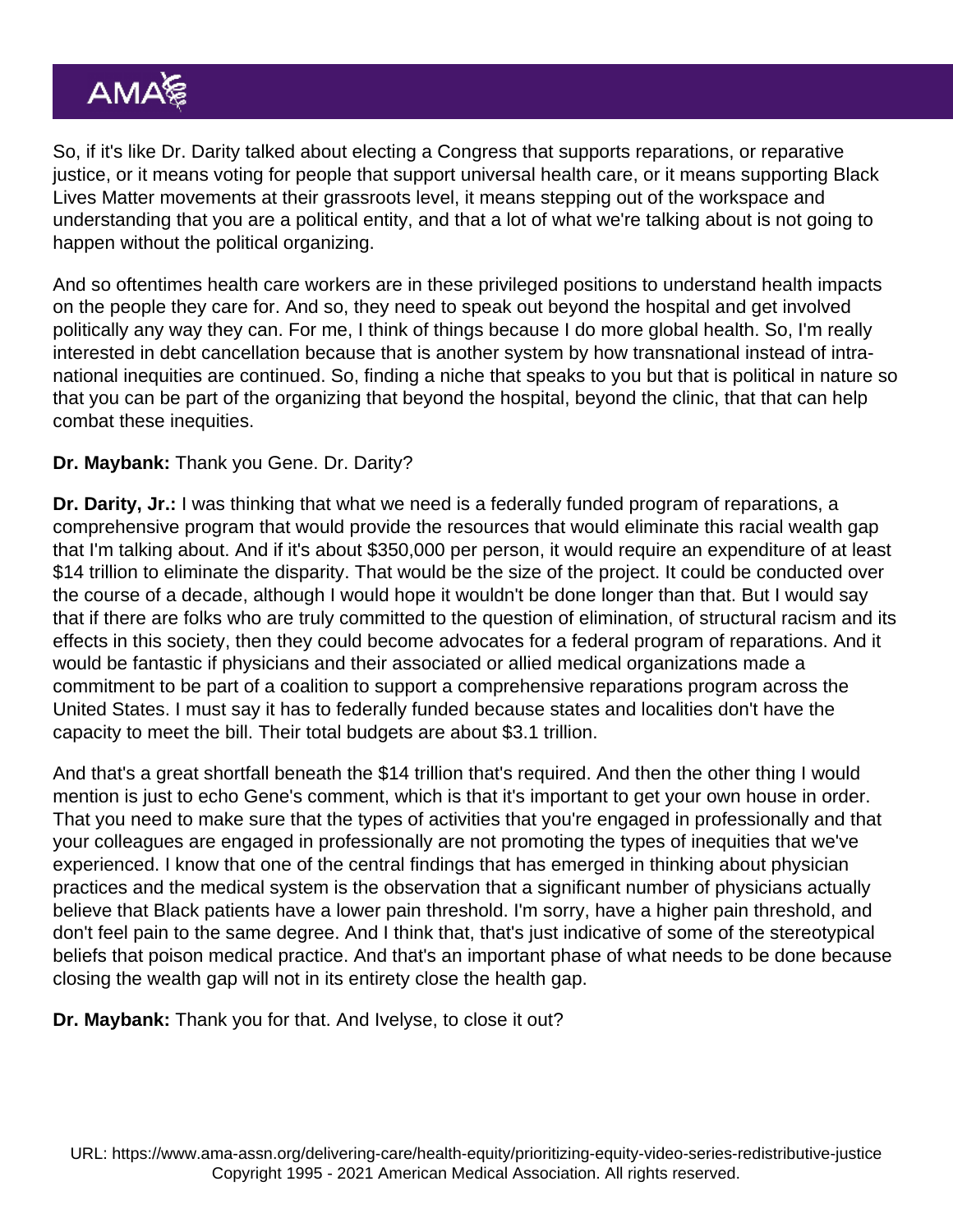So, if it's like Dr. Darity talked about electing a Congress that supports reparations, or reparative justice, or it means voting for people that support universal health care, or it means supporting Black Lives Matter movements at their grassroots level, it means stepping out of the workspace and understanding that you are a political entity, and that a lot of what we're talking about is not going to happen without the political organizing.

And so oftentimes health care workers are in these privileged positions to understand health impacts on the people they care for. And so, they need to speak out beyond the hospital and get involved politically any way they can. For me, I think of things because I do more global health. So, I'm really interested in debt cancellation because that is another system by how transnational instead of intra-national inequities are continued. So, finding a niche that speaks to you but that is political in nature so that you can be part of the organizing that beyond the hospital, beyond the clinic, that that can help combat these inequities.

**Dr. Maybank:** Thank you Gene. Dr. Darity?

**Dr. Darity, Jr.:** I was thinking that what we need is a federally funded program of reparations, a comprehensive program that would provide the resources that would eliminate this racial wealth gap that I'm talking about. And if it's about $350,000 per person, it would require an expenditure of at least $14 trillion to eliminate the disparity. That would be the size of the project. It could be conducted over the course of a decade, although I would hope it wouldn't be done longer than that. But I would say that if there are folks who are truly committed to the question of elimination, of structural racism and its effects in this society, then they could become advocates for a federal program of reparations. And it would be fantastic if physicians and their associated or allied medical organizations made a commitment to be part of a coalition to support a comprehensive reparations program across the United States. I must say it has to federally funded because states and localities don't have the capacity to meet the bill. Their total budgets are about $3.1 trillion.

And that's a great shortfall beneath the $14 trillion that's required. And then the other thing I would mention is just to echo Gene's comment, which is that it's important to get your own house in order. That you need to make sure that the types of activities that you're engaged in professionally and that your colleagues are engaged in professionally are not promoting the types of inequities that we've experienced. I know that one of the central findings that has emerged in thinking about physician practices and the medical system is the observation that a significant number of physicians actually believe that Black patients have a lower pain threshold. I'm sorry, have a higher pain threshold, and don't feel pain to the same degree. And I think that, that's just indicative of some of the stereotypical beliefs that poison medical practice. And that's an important phase of what needs to be done because closing the wealth gap will not in its entirety close the health gap.

**Dr. Maybank:** Thank you for that. And Ivelyse, to close it out?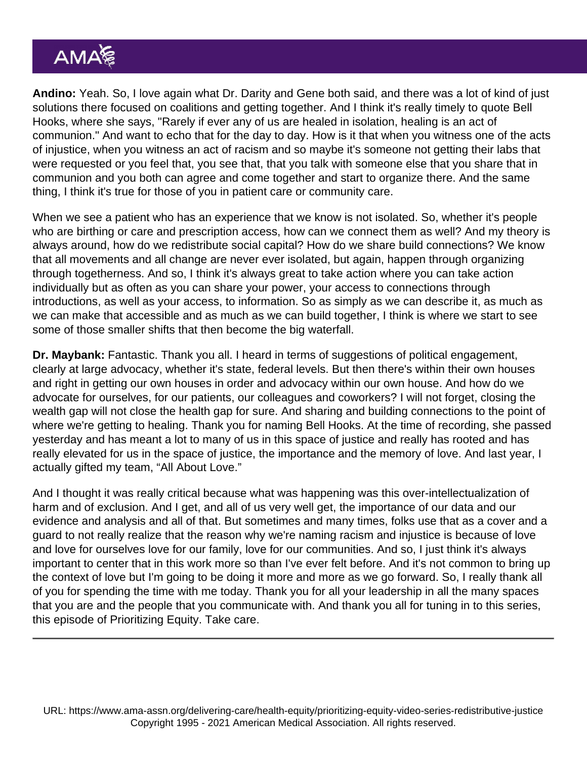**Andino:** Yeah. So, I love again what Dr. Darity and Gene both said, and there was a lot of kind of just solutions there focused on coalitions and getting together. And I think it's really timely to quote Bell Hooks, where she says, "Rarely if ever any of us are healed in isolation, healing is an act of communion." And want to echo that for the day to day. How is it that when you witness one of the acts of injustice, when you witness an act of racism and so maybe it's someone not getting their labs that were requested or you feel that, you see that, that you talk with someone else that you share that in communion and you both can agree and come together and start to organize there. And the same thing, I think it's true for those of you in patient care or community care.

When we see a patient who has an experience that we know is not isolated. So, whether it's people who are birthing or care and prescription access, how can we connect them as well? And my theory is always around, how do we redistribute social capital? How do we share build connections? We know that all movements and all change are never ever isolated, but again, happen through organizing through togetherness. And so, I think it's always great to take action where you can take action individually but as often as you can share your power, your access to connections through introductions, as well as your access, to information. So as simply as we can describe it, as much as we can make that accessible and as much as we can build together, I think is where we start to see some of those smaller shifts that then become the big waterfall.

**Dr. Maybank:** Fantastic. Thank you all. I heard in terms of suggestions of political engagement, clearly at large advocacy, whether it's state, federal levels. But then there's within their own houses and right in getting our own houses in order and advocacy within our own house. And how do we advocate for ourselves, for our patients, our colleagues and coworkers? I will not forget, closing the wealth gap will not close the health gap for sure. And sharing and building connections to the point of where we're getting to healing. Thank you for naming Bell Hooks. At the time of recording, she passed yesterday and has meant a lot to many of us in this space of justice and really has rooted and has really elevated for us in the space of justice, the importance and the memory of love. And last year, I actually gifted my team, "All About Love."

And I thought it was really critical because what was happening was this over-intellectualization of harm and of exclusion. And I get, and all of us very well get, the importance of our data and our evidence and analysis and all of that. But sometimes and many times, folks use that as a cover and a guard to not really realize that the reason why we're naming racism and injustice is because of love and love for ourselves love for our family, love for our communities. And so, I just think it's always important to center that in this work more so than I've ever felt before. And it's not common to bring up the context of love but I'm going to be doing it more and more as we go forward. So, I really thank all of you for spending the time with me today. Thank you for all your leadership in all the many spaces that you are and the people that you communicate with. And thank you all for tuning in to this series, this episode of Prioritizing Equity. Take care.

---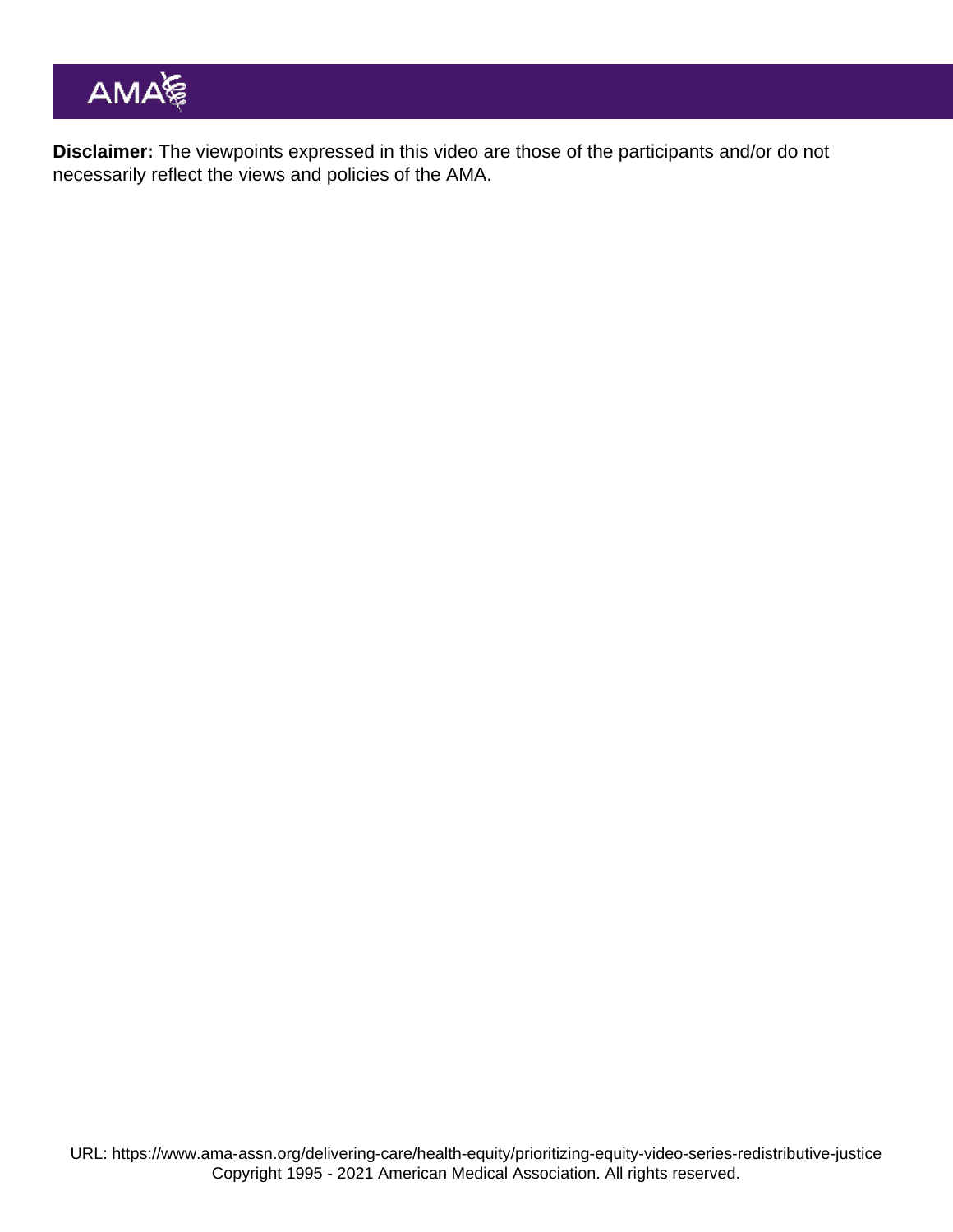**Disclaimer:** The viewpoints expressed in this video are those of the participants and/or do not necessarily reflect the views and policies of the AMA.